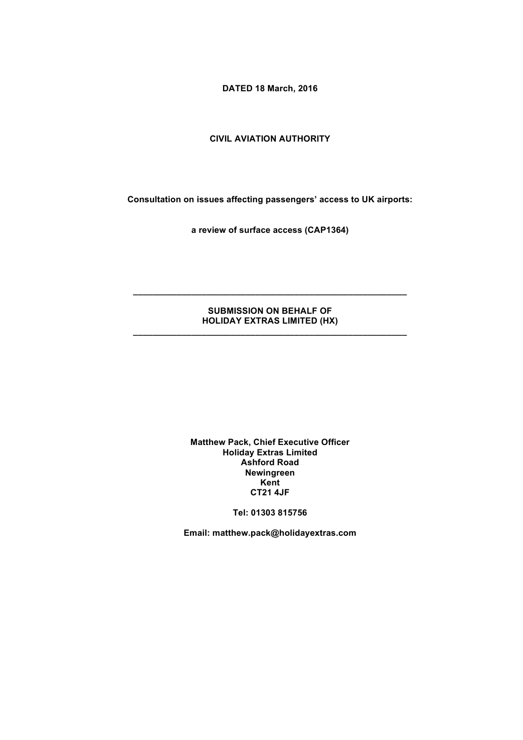**DATED 18 March, 2016**

**CIVIL AVIATION AUTHORITY**

**Consultation on issues affecting passengers' access to UK airports:**

**a review of surface access (CAP1364)**

---

**SUBMISSION ON BEHALF OF**
**HOLIDAY EXTRAS LIMITED (HX)**

---

**Matthew Pack, Chief Executive Officer**
**Holiday Extras Limited**
**Ashford Road**
**Newingreen**
**Kent**
**CT21 4JF**

**Tel: 01303 815756**

**Email: matthew.pack@holidayextras.com**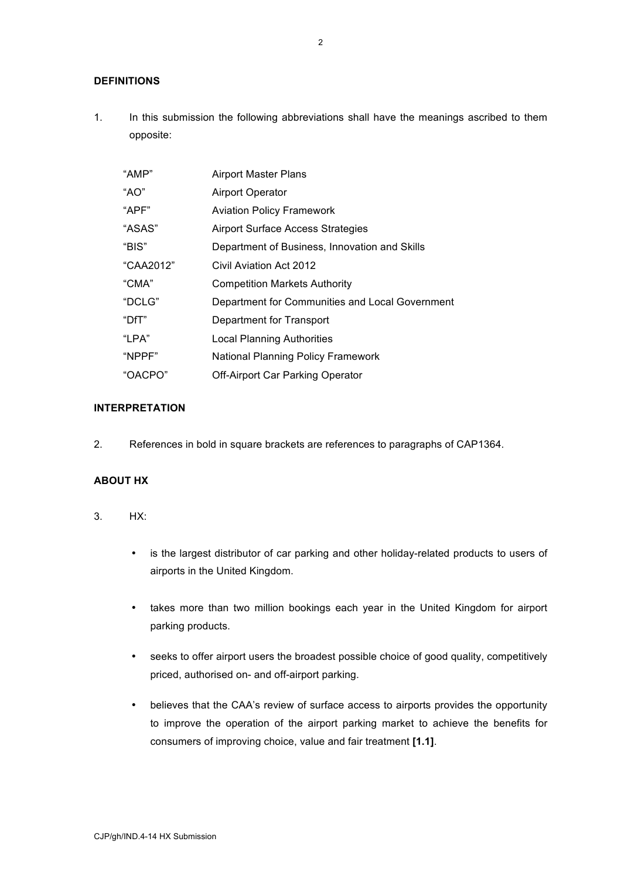## DEFINITIONS

1. In this submission the following abbreviations shall have the meanings ascribed to them opposite:

| | |
|---|---|
| "AMP" | Airport Master Plans |
| "AO" | Airport Operator |
| "APF" | Aviation Policy Framework |
| "ASAS" | Airport Surface Access Strategies |
| "BIS" | Department of Business, Innovation and Skills |
| "CAA2012" | Civil Aviation Act 2012 |
| "CMA" | Competition Markets Authority |
| "DCLG" | Department for Communities and Local Government |
| "DfT" | Department for Transport |
| "LPA" | Local Planning Authorities |
| "NPPF" | National Planning Policy Framework |
| "OACPO" | Off-Airport Car Parking Operator |

## INTERPRETATION

2. References in bold in square brackets are references to paragraphs of CAP1364.

## ABOUT HX

3. HX:

- is the largest distributor of car parking and other holiday-related products to users of airports in the United Kingdom.
- takes more than two million bookings each year in the United Kingdom for airport parking products.
- seeks to offer airport users the broadest possible choice of good quality, competitively priced, authorised on- and off-airport parking.
- believes that the CAA's review of surface access to airports provides the opportunity to improve the operation of the airport parking market to achieve the benefits for consumers of improving choice, value and fair treatment **[1.1]**.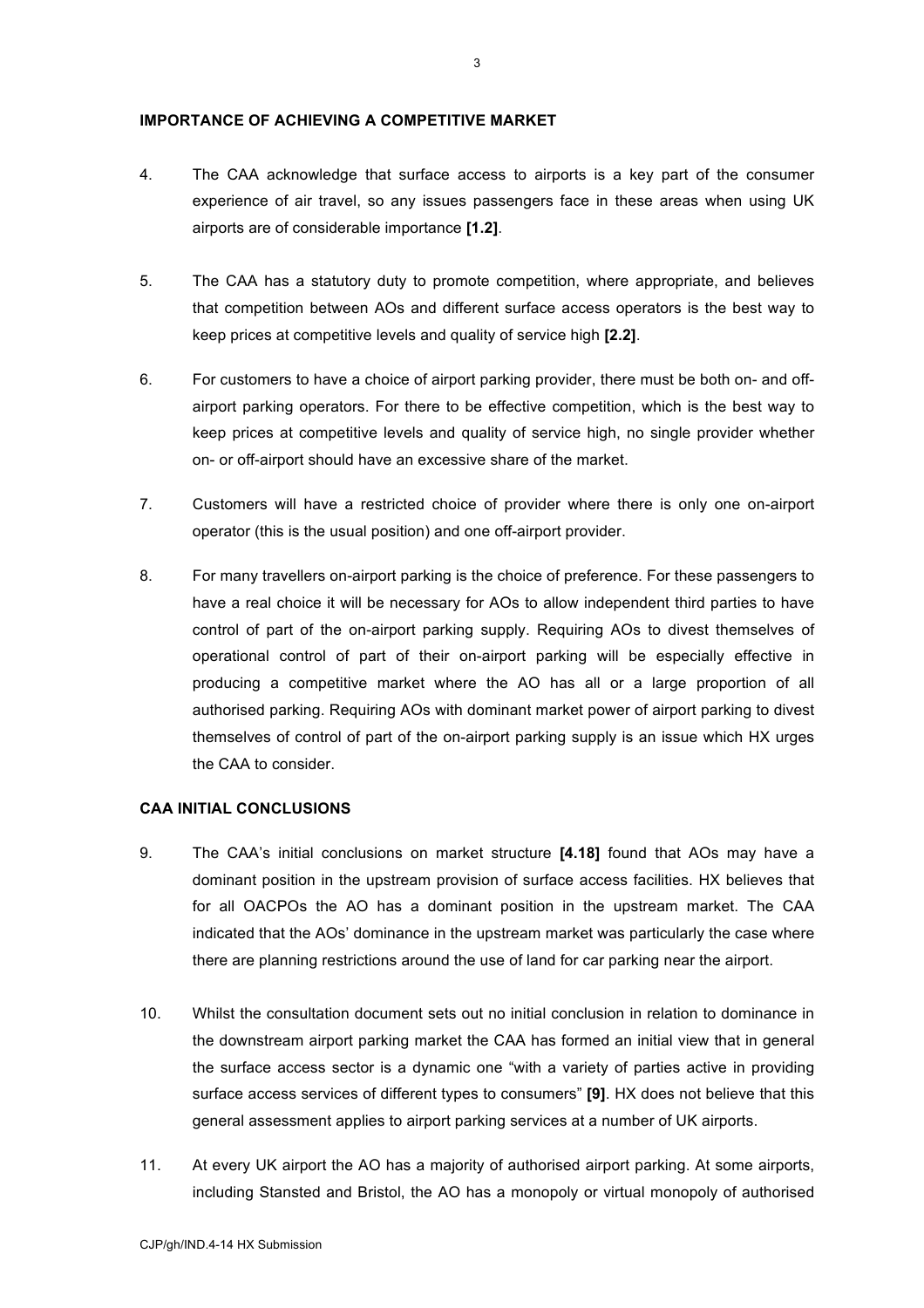**IMPORTANCE OF ACHIEVING A COMPETITIVE MARKET**

4. The CAA acknowledge that surface access to airports is a key part of the consumer experience of air travel, so any issues passengers face in these areas when using UK airports are of considerable importance **[1.2]**.

5. The CAA has a statutory duty to promote competition, where appropriate, and believes that competition between AOs and different surface access operators is the best way to keep prices at competitive levels and quality of service high **[2.2]**.

6. For customers to have a choice of airport parking provider, there must be both on- and off-airport parking operators. For there to be effective competition, which is the best way to keep prices at competitive levels and quality of service high, no single provider whether on- or off-airport should have an excessive share of the market.

7. Customers will have a restricted choice of provider where there is only one on-airport operator (this is the usual position) and one off-airport provider.

8. For many travellers on-airport parking is the choice of preference. For these passengers to have a real choice it will be necessary for AOs to allow independent third parties to have control of part of the on-airport parking supply. Requiring AOs to divest themselves of operational control of part of their on-airport parking will be especially effective in producing a competitive market where the AO has all or a large proportion of all authorised parking. Requiring AOs with dominant market power of airport parking to divest themselves of control of part of the on-airport parking supply is an issue which HX urges the CAA to consider.

**CAA INITIAL CONCLUSIONS**

9. The CAA's initial conclusions on market structure **[4.18]** found that AOs may have a dominant position in the upstream provision of surface access facilities. HX believes that for all OACPOs the AO has a dominant position in the upstream market. The CAA indicated that the AOs' dominance in the upstream market was particularly the case where there are planning restrictions around the use of land for car parking near the airport.

10. Whilst the consultation document sets out no initial conclusion in relation to dominance in the downstream airport parking market the CAA has formed an initial view that in general the surface access sector is a dynamic one "with a variety of parties active in providing surface access services of different types to consumers" **[9]**. HX does not believe that this general assessment applies to airport parking services at a number of UK airports.

11. At every UK airport the AO has a majority of authorised airport parking. At some airports, including Stansted and Bristol, the AO has a monopoly or virtual monopoly of authorised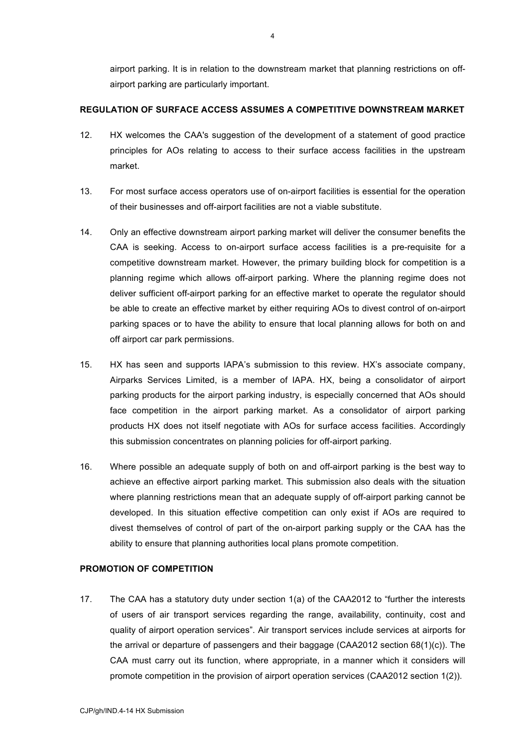airport parking. It is in relation to the downstream market that planning restrictions on off-airport parking are particularly important.

**REGULATION OF SURFACE ACCESS ASSUMES A COMPETITIVE DOWNSTREAM MARKET**

12. HX welcomes the CAA's suggestion of the development of a statement of good practice principles for AOs relating to access to their surface access facilities in the upstream market.

13. For most surface access operators use of on-airport facilities is essential for the operation of their businesses and off-airport facilities are not a viable substitute.

14. Only an effective downstream airport parking market will deliver the consumer benefits the CAA is seeking. Access to on-airport surface access facilities is a pre-requisite for a competitive downstream market. However, the primary building block for competition is a planning regime which allows off-airport parking. Where the planning regime does not deliver sufficient off-airport parking for an effective market to operate the regulator should be able to create an effective market by either requiring AOs to divest control of on-airport parking spaces or to have the ability to ensure that local planning allows for both on and off airport car park permissions.

15. HX has seen and supports IAPA's submission to this review. HX's associate company, Airparks Services Limited, is a member of IAPA. HX, being a consolidator of airport parking products for the airport parking industry, is especially concerned that AOs should face competition in the airport parking market. As a consolidator of airport parking products HX does not itself negotiate with AOs for surface access facilities. Accordingly this submission concentrates on planning policies for off-airport parking.

16. Where possible an adequate supply of both on and off-airport parking is the best way to achieve an effective airport parking market. This submission also deals with the situation where planning restrictions mean that an adequate supply of off-airport parking cannot be developed. In this situation effective competition can only exist if AOs are required to divest themselves of control of part of the on-airport parking supply or the CAA has the ability to ensure that planning authorities local plans promote competition.

**PROMOTION OF COMPETITION**

17. The CAA has a statutory duty under section 1(a) of the CAA2012 to "further the interests of users of air transport services regarding the range, availability, continuity, cost and quality of airport operation services". Air transport services include services at airports for the arrival or departure of passengers and their baggage (CAA2012 section 68(1)(c)). The CAA must carry out its function, where appropriate, in a manner which it considers will promote competition in the provision of airport operation services (CAA2012 section 1(2)).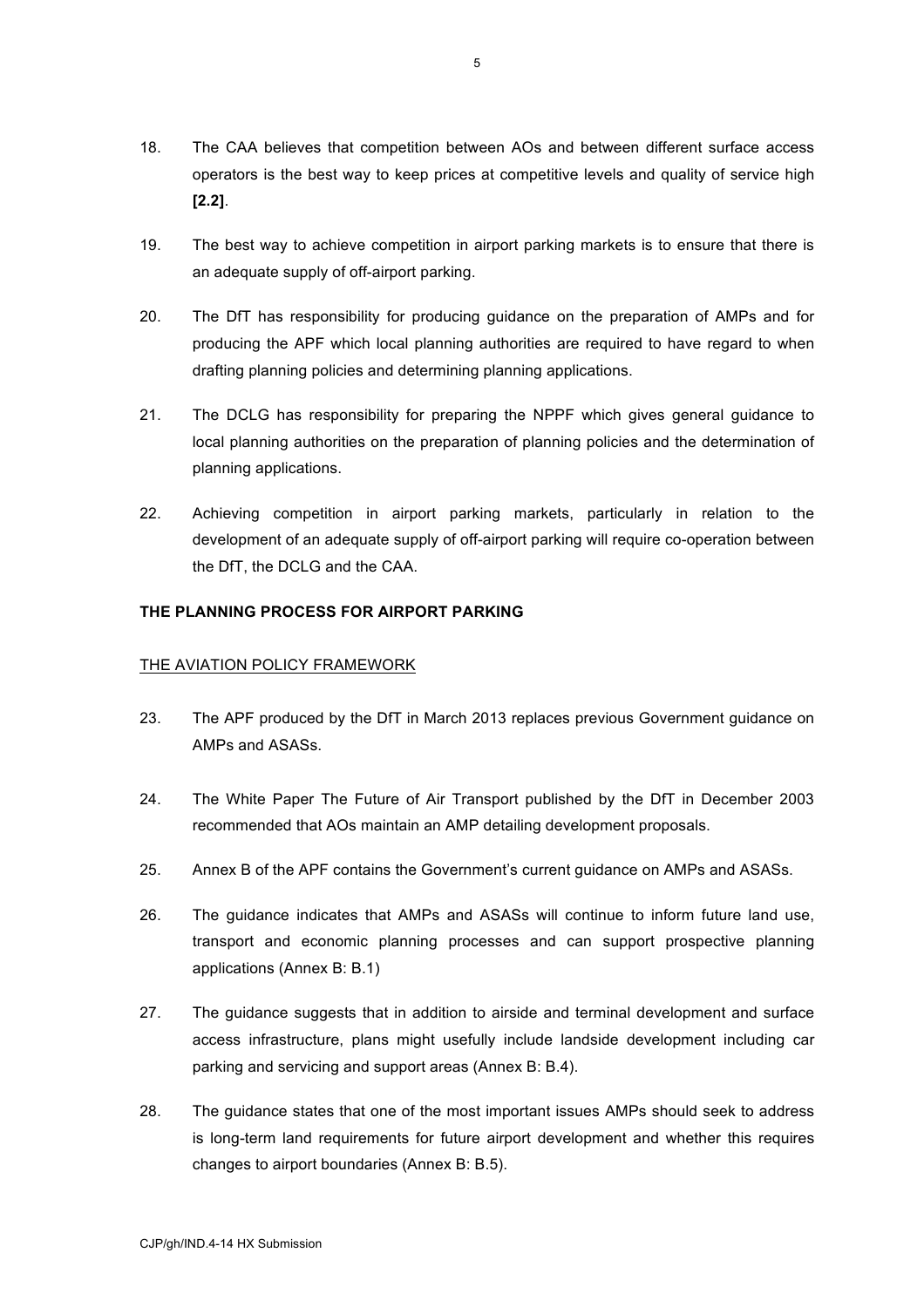18. The CAA believes that competition between AOs and between different surface access operators is the best way to keep prices at competitive levels and quality of service high **[2.2]**.

19. The best way to achieve competition in airport parking markets is to ensure that there is an adequate supply of off-airport parking.

20. The DfT has responsibility for producing guidance on the preparation of AMPs and for producing the APF which local planning authorities are required to have regard to when drafting planning policies and determining planning applications.

21. The DCLG has responsibility for preparing the NPPF which gives general guidance to local planning authorities on the preparation of planning policies and the determination of planning applications.

22. Achieving competition in airport parking markets, particularly in relation to the development of an adequate supply of off-airport parking will require co-operation between the DfT, the DCLG and the CAA.

**THE PLANNING PROCESS FOR AIRPORT PARKING**

<u>THE AVIATION POLICY FRAMEWORK</u>

23. The APF produced by the DfT in March 2013 replaces previous Government guidance on AMPs and ASASs.

24. The White Paper The Future of Air Transport published by the DfT in December 2003 recommended that AOs maintain an AMP detailing development proposals.

25. Annex B of the APF contains the Government's current guidance on AMPs and ASASs.

26. The guidance indicates that AMPs and ASASs will continue to inform future land use, transport and economic planning processes and can support prospective planning applications (Annex B: B.1)

27. The guidance suggests that in addition to airside and terminal development and surface access infrastructure, plans might usefully include landside development including car parking and servicing and support areas (Annex B: B.4).

28. The guidance states that one of the most important issues AMPs should seek to address is long-term land requirements for future airport development and whether this requires changes to airport boundaries (Annex B: B.5).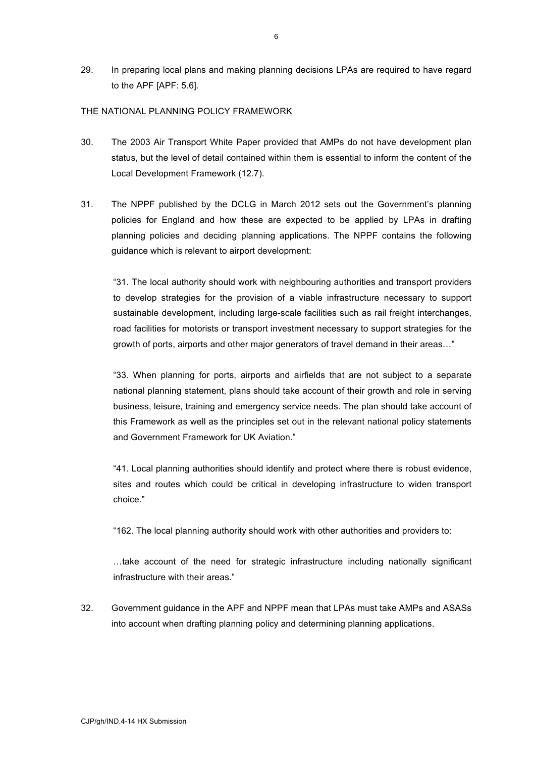29. In preparing local plans and making planning decisions LPAs are required to have regard to the APF [APF: 5.6].

<u>THE NATIONAL PLANNING POLICY FRAMEWORK</u>

30. The 2003 Air Transport White Paper provided that AMPs do not have development plan status, but the level of detail contained within them is essential to inform the content of the Local Development Framework (12.7).

31. The NPPF published by the DCLG in March 2012 sets out the Government's planning policies for England and how these are expected to be applied by LPAs in drafting planning policies and deciding planning applications. The NPPF contains the following guidance which is relevant to airport development:

 "31. The local authority should work with neighbouring authorities and transport providers to develop strategies for the provision of a viable infrastructure necessary to support sustainable development, including large-scale facilities such as rail freight interchanges, road facilities for motorists or transport investment necessary to support strategies for the growth of ports, airports and other major generators of travel demand in their areas…"

 "33. When planning for ports, airports and airfields that are not subject to a separate national planning statement, plans should take account of their growth and role in serving business, leisure, training and emergency service needs. The plan should take account of this Framework as well as the principles set out in the relevant national policy statements and Government Framework for UK Aviation."

 "41. Local planning authorities should identify and protect where there is robust evidence, sites and routes which could be critical in developing infrastructure to widen transport choice."

 "162. The local planning authority should work with other authorities and providers to:

 …take account of the need for strategic infrastructure including nationally significant infrastructure with their areas."

32. Government guidance in the APF and NPPF mean that LPAs must take AMPs and ASASs into account when drafting planning policy and determining planning applications.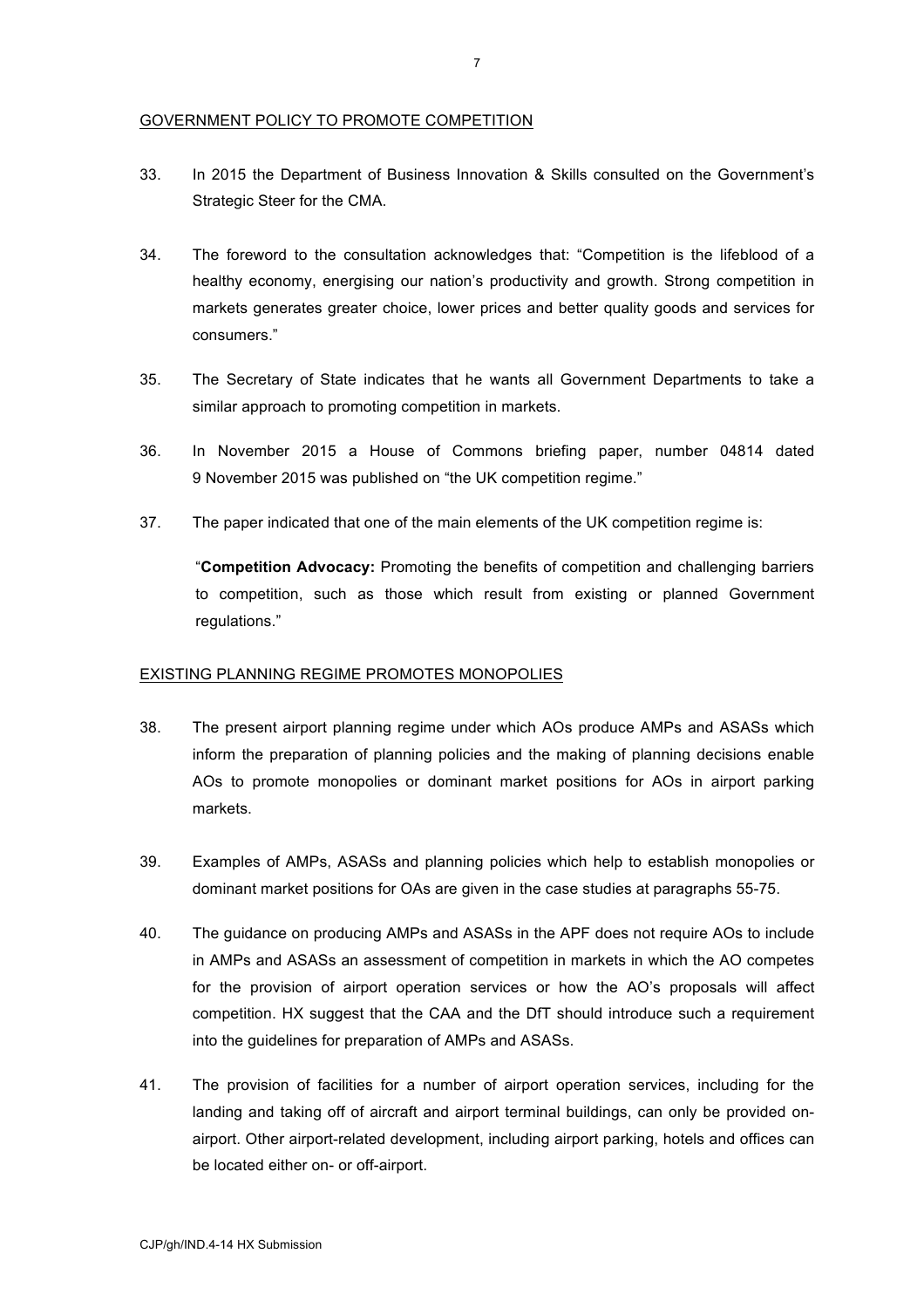## GOVERNMENT POLICY TO PROMOTE COMPETITION

33. In 2015 the Department of Business Innovation & Skills consulted on the Government's Strategic Steer for the CMA.

34. The foreword to the consultation acknowledges that: "Competition is the lifeblood of a healthy economy, energising our nation's productivity and growth. Strong competition in markets generates greater choice, lower prices and better quality goods and services for consumers."

35. The Secretary of State indicates that he wants all Government Departments to take a similar approach to promoting competition in markets.

36. In November 2015 a House of Commons briefing paper, number 04814 dated 9 November 2015 was published on "the UK competition regime."

37. The paper indicated that one of the main elements of the UK competition regime is:

    "**Competition Advocacy:** Promoting the benefits of competition and challenging barriers to competition, such as those which result from existing or planned Government regulations."

## EXISTING PLANNING REGIME PROMOTES MONOPOLIES

38. The present airport planning regime under which AOs produce AMPs and ASASs which inform the preparation of planning policies and the making of planning decisions enable AOs to promote monopolies or dominant market positions for AOs in airport parking markets.

39. Examples of AMPs, ASASs and planning policies which help to establish monopolies or dominant market positions for OAs are given in the case studies at paragraphs 55-75.

40. The guidance on producing AMPs and ASASs in the APF does not require AOs to include in AMPs and ASASs an assessment of competition in markets in which the AO competes for the provision of airport operation services or how the AO's proposals will affect competition. HX suggest that the CAA and the DfT should introduce such a requirement into the guidelines for preparation of AMPs and ASASs.

41. The provision of facilities for a number of airport operation services, including for the landing and taking off of aircraft and airport terminal buildings, can only be provided on-airport. Other airport-related development, including airport parking, hotels and offices can be located either on- or off-airport.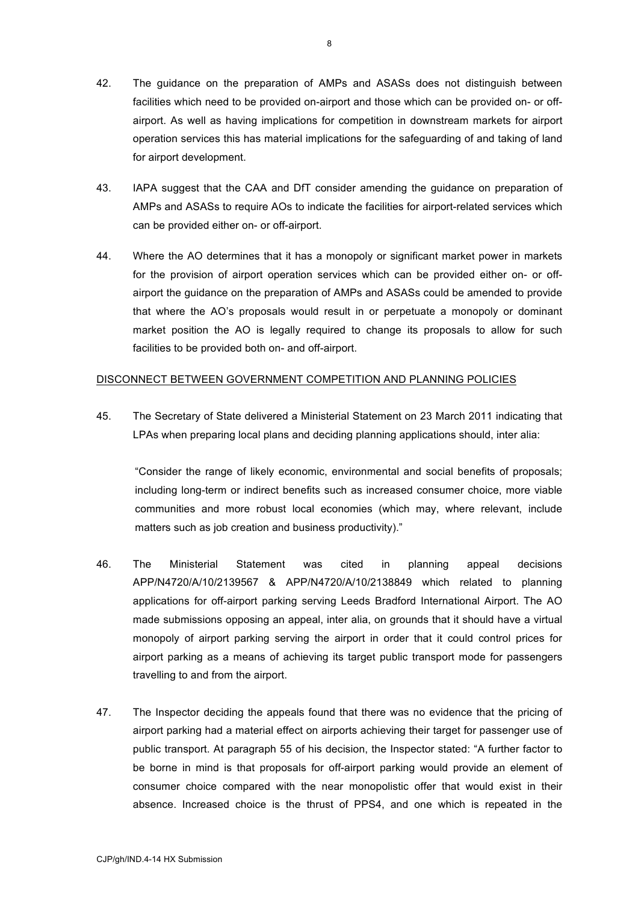42. The guidance on the preparation of AMPs and ASASs does not distinguish between facilities which need to be provided on-airport and those which can be provided on- or off-airport. As well as having implications for competition in downstream markets for airport operation services this has material implications for the safeguarding of and taking of land for airport development.

43. IAPA suggest that the CAA and DfT consider amending the guidance on preparation of AMPs and ASASs to require AOs to indicate the facilities for airport-related services which can be provided either on- or off-airport.

44. Where the AO determines that it has a monopoly or significant market power in markets for the provision of airport operation services which can be provided either on- or off-airport the guidance on the preparation of AMPs and ASASs could be amended to provide that where the AO's proposals would result in or perpetuate a monopoly or dominant market position the AO is legally required to change its proposals to allow for such facilities to be provided both on- and off-airport.

<u>DISCONNECT BETWEEN GOVERNMENT COMPETITION AND PLANNING POLICIES</u>

45. The Secretary of State delivered a Ministerial Statement on 23 March 2011 indicating that LPAs when preparing local plans and deciding planning applications should, inter alia:

   "Consider the range of likely economic, environmental and social benefits of proposals; including long-term or indirect benefits such as increased consumer choice, more viable communities and more robust local economies (which may, where relevant, include matters such as job creation and business productivity)."

46. The Ministerial Statement was cited in planning appeal decisions APP/N4720/A/10/2139567 & APP/N4720/A/10/2138849 which related to planning applications for off-airport parking serving Leeds Bradford International Airport. The AO made submissions opposing an appeal, inter alia, on grounds that it should have a virtual monopoly of airport parking serving the airport in order that it could control prices for airport parking as a means of achieving its target public transport mode for passengers travelling to and from the airport.

47. The Inspector deciding the appeals found that there was no evidence that the pricing of airport parking had a material effect on airports achieving their target for passenger use of public transport. At paragraph 55 of his decision, the Inspector stated: "A further factor to be borne in mind is that proposals for off-airport parking would provide an element of consumer choice compared with the near monopolistic offer that would exist in their absence. Increased choice is the thrust of PPS4, and one which is repeated in the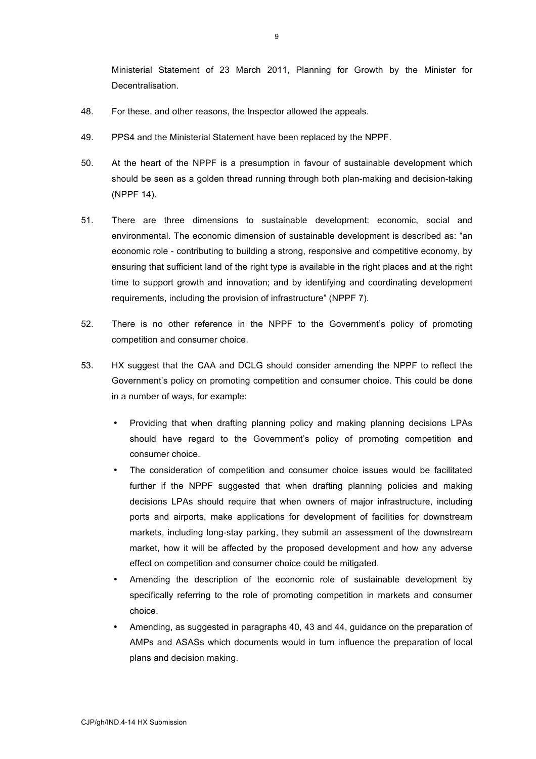Ministerial Statement of 23 March 2011, Planning for Growth by the Minister for Decentralisation.

48. For these, and other reasons, the Inspector allowed the appeals.

49. PPS4 and the Ministerial Statement have been replaced by the NPPF.

50. At the heart of the NPPF is a presumption in favour of sustainable development which should be seen as a golden thread running through both plan-making and decision-taking (NPPF 14).

51. There are three dimensions to sustainable development: economic, social and environmental. The economic dimension of sustainable development is described as: "an economic role - contributing to building a strong, responsive and competitive economy, by ensuring that sufficient land of the right type is available in the right places and at the right time to support growth and innovation; and by identifying and coordinating development requirements, including the provision of infrastructure" (NPPF 7).

52. There is no other reference in the NPPF to the Government's policy of promoting competition and consumer choice.

53. HX suggest that the CAA and DCLG should consider amending the NPPF to reflect the Government's policy on promoting competition and consumer choice. This could be done in a number of ways, for example:

- Providing that when drafting planning policy and making planning decisions LPAs should have regard to the Government's policy of promoting competition and consumer choice.
- The consideration of competition and consumer choice issues would be facilitated further if the NPPF suggested that when drafting planning policies and making decisions LPAs should require that when owners of major infrastructure, including ports and airports, make applications for development of facilities for downstream markets, including long-stay parking, they submit an assessment of the downstream market, how it will be affected by the proposed development and how any adverse effect on competition and consumer choice could be mitigated.
- Amending the description of the economic role of sustainable development by specifically referring to the role of promoting competition in markets and consumer choice.
- Amending, as suggested in paragraphs 40, 43 and 44, guidance on the preparation of AMPs and ASASs which documents would in turn influence the preparation of local plans and decision making.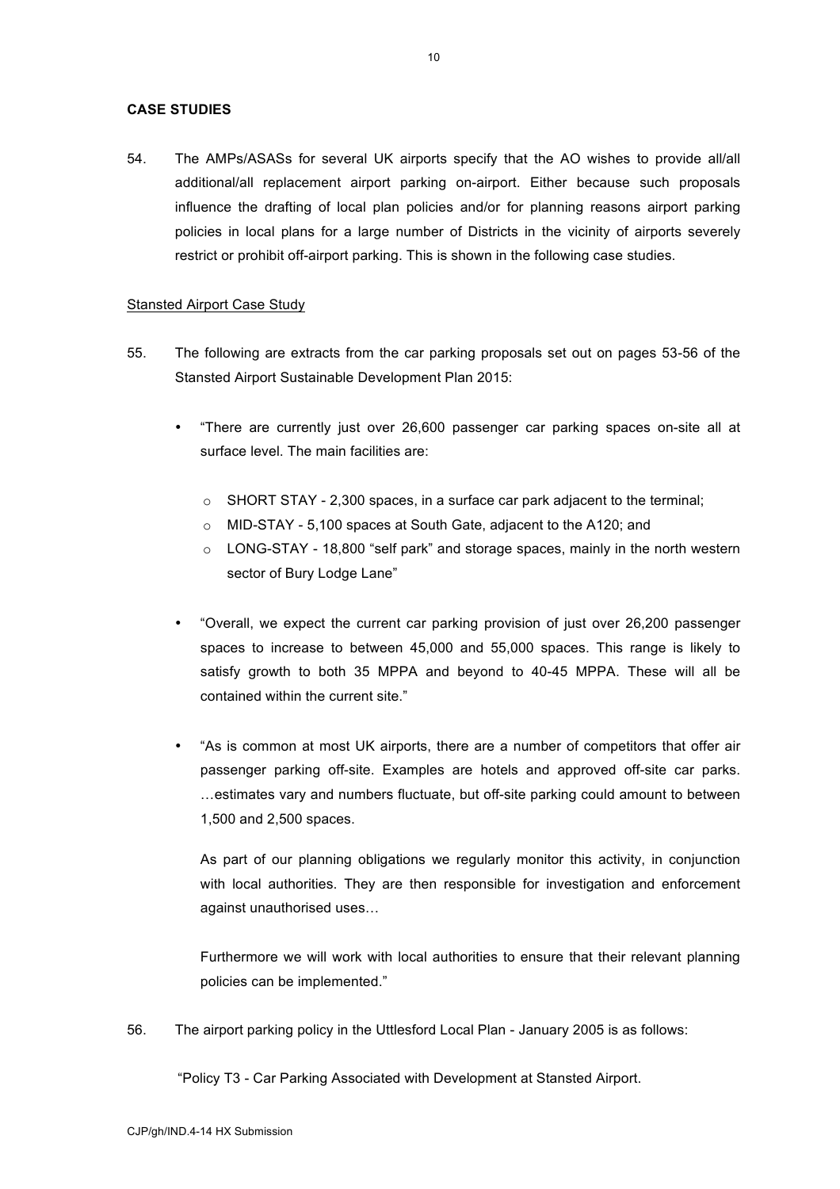**CASE STUDIES**

54. The AMPs/ASASs for several UK airports specify that the AO wishes to provide all/all additional/all replacement airport parking on-airport. Either because such proposals influence the drafting of local plan policies and/or for planning reasons airport parking policies in local plans for a large number of Districts in the vicinity of airports severely restrict or prohibit off-airport parking. This is shown in the following case studies.

<u>Stansted Airport Case Study</u>

55. The following are extracts from the car parking proposals set out on pages 53-56 of the Stansted Airport Sustainable Development Plan 2015:

- "There are currently just over 26,600 passenger car parking spaces on-site all at surface level. The main facilities are:
  - SHORT STAY - 2,300 spaces, in a surface car park adjacent to the terminal;
  - MID-STAY - 5,100 spaces at South Gate, adjacent to the A120; and
  - LONG-STAY - 18,800 "self park" and storage spaces, mainly in the north western sector of Bury Lodge Lane"

- "Overall, we expect the current car parking provision of just over 26,200 passenger spaces to increase to between 45,000 and 55,000 spaces. This range is likely to satisfy growth to both 35 MPPA and beyond to 40-45 MPPA. These will all be contained within the current site."

- "As is common at most UK airports, there are a number of competitors that offer air passenger parking off-site. Examples are hotels and approved off-site car parks. …estimates vary and numbers fluctuate, but off-site parking could amount to between 1,500 and 2,500 spaces.

  As part of our planning obligations we regularly monitor this activity, in conjunction with local authorities. They are then responsible for investigation and enforcement against unauthorised uses…

  Furthermore we will work with local authorities to ensure that their relevant planning policies can be implemented."

56. The airport parking policy in the Uttlesford Local Plan - January 2005 is as follows:

"Policy T3 - Car Parking Associated with Development at Stansted Airport.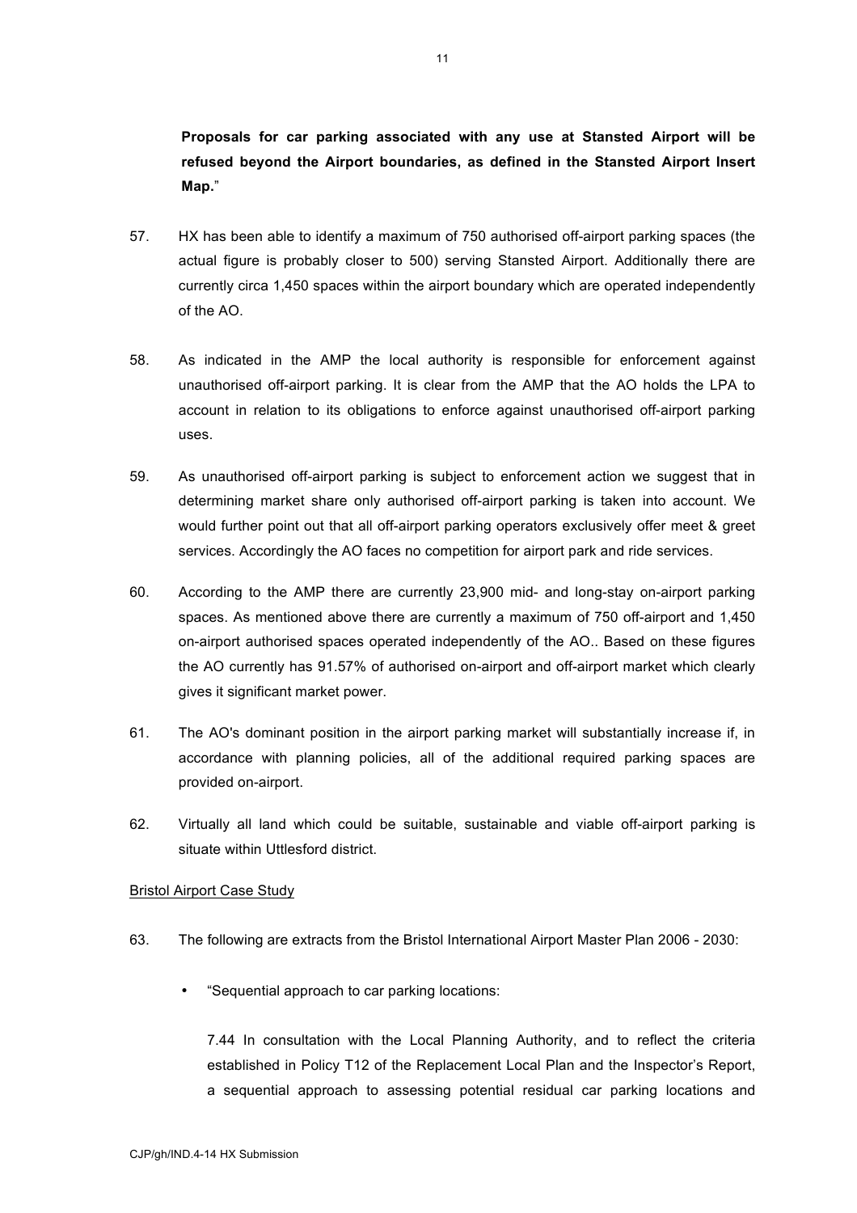**Proposals for car parking associated with any use at Stansted Airport will be refused beyond the Airport boundaries, as defined in the Stansted Airport Insert Map.**"

57. HX has been able to identify a maximum of 750 authorised off-airport parking spaces (the actual figure is probably closer to 500) serving Stansted Airport. Additionally there are currently circa 1,450 spaces within the airport boundary which are operated independently of the AO.

58. As indicated in the AMP the local authority is responsible for enforcement against unauthorised off-airport parking. It is clear from the AMP that the AO holds the LPA to account in relation to its obligations to enforce against unauthorised off-airport parking uses.

59. As unauthorised off-airport parking is subject to enforcement action we suggest that in determining market share only authorised off-airport parking is taken into account. We would further point out that all off-airport parking operators exclusively offer meet & greet services. Accordingly the AO faces no competition for airport park and ride services.

60. According to the AMP there are currently 23,900 mid- and long-stay on-airport parking spaces. As mentioned above there are currently a maximum of 750 off-airport and 1,450 on-airport authorised spaces operated independently of the AO.. Based on these figures the AO currently has 91.57% of authorised on-airport and off-airport market which clearly gives it significant market power.

61. The AO's dominant position in the airport parking market will substantially increase if, in accordance with planning policies, all of the additional required parking spaces are provided on-airport.

62. Virtually all land which could be suitable, sustainable and viable off-airport parking is situate within Uttlesford district.

Bristol Airport Case Study

63. The following are extracts from the Bristol International Airport Master Plan 2006 - 2030:

- "Sequential approach to car parking locations:

  7.44 In consultation with the Local Planning Authority, and to reflect the criteria established in Policy T12 of the Replacement Local Plan and the Inspector's Report, a sequential approach to assessing potential residual car parking locations and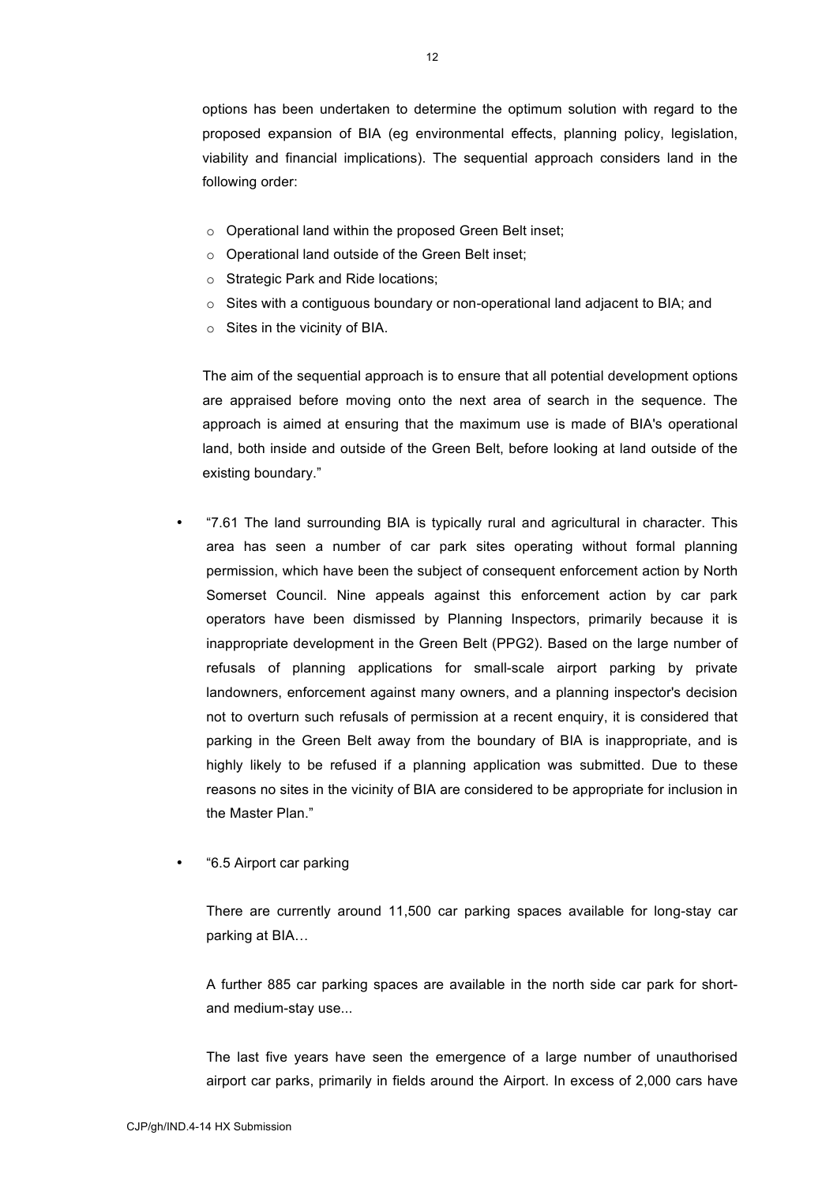options has been undertaken to determine the optimum solution with regard to the proposed expansion of BIA (eg environmental effects, planning policy, legislation, viability and financial implications). The sequential approach considers land in the following order:

- Operational land within the proposed Green Belt inset;
- Operational land outside of the Green Belt inset;
- Strategic Park and Ride locations;
- Sites with a contiguous boundary or non-operational land adjacent to BIA; and
- Sites in the vicinity of BIA.

The aim of the sequential approach is to ensure that all potential development options are appraised before moving onto the next area of search in the sequence. The approach is aimed at ensuring that the maximum use is made of BIA's operational land, both inside and outside of the Green Belt, before looking at land outside of the existing boundary."

- "7.61 The land surrounding BIA is typically rural and agricultural in character. This area has seen a number of car park sites operating without formal planning permission, which have been the subject of consequent enforcement action by North Somerset Council. Nine appeals against this enforcement action by car park operators have been dismissed by Planning Inspectors, primarily because it is inappropriate development in the Green Belt (PPG2). Based on the large number of refusals of planning applications for small-scale airport parking by private landowners, enforcement against many owners, and a planning inspector's decision not to overturn such refusals of permission at a recent enquiry, it is considered that parking in the Green Belt away from the boundary of BIA is inappropriate, and is highly likely to be refused if a planning application was submitted. Due to these reasons no sites in the vicinity of BIA are considered to be appropriate for inclusion in the Master Plan."

- "6.5 Airport car parking

  There are currently around 11,500 car parking spaces available for long-stay car parking at BIA…

  A further 885 car parking spaces are available in the north side car park for short- and medium-stay use...

  The last five years have seen the emergence of a large number of unauthorised airport car parks, primarily in fields around the Airport. In excess of 2,000 cars have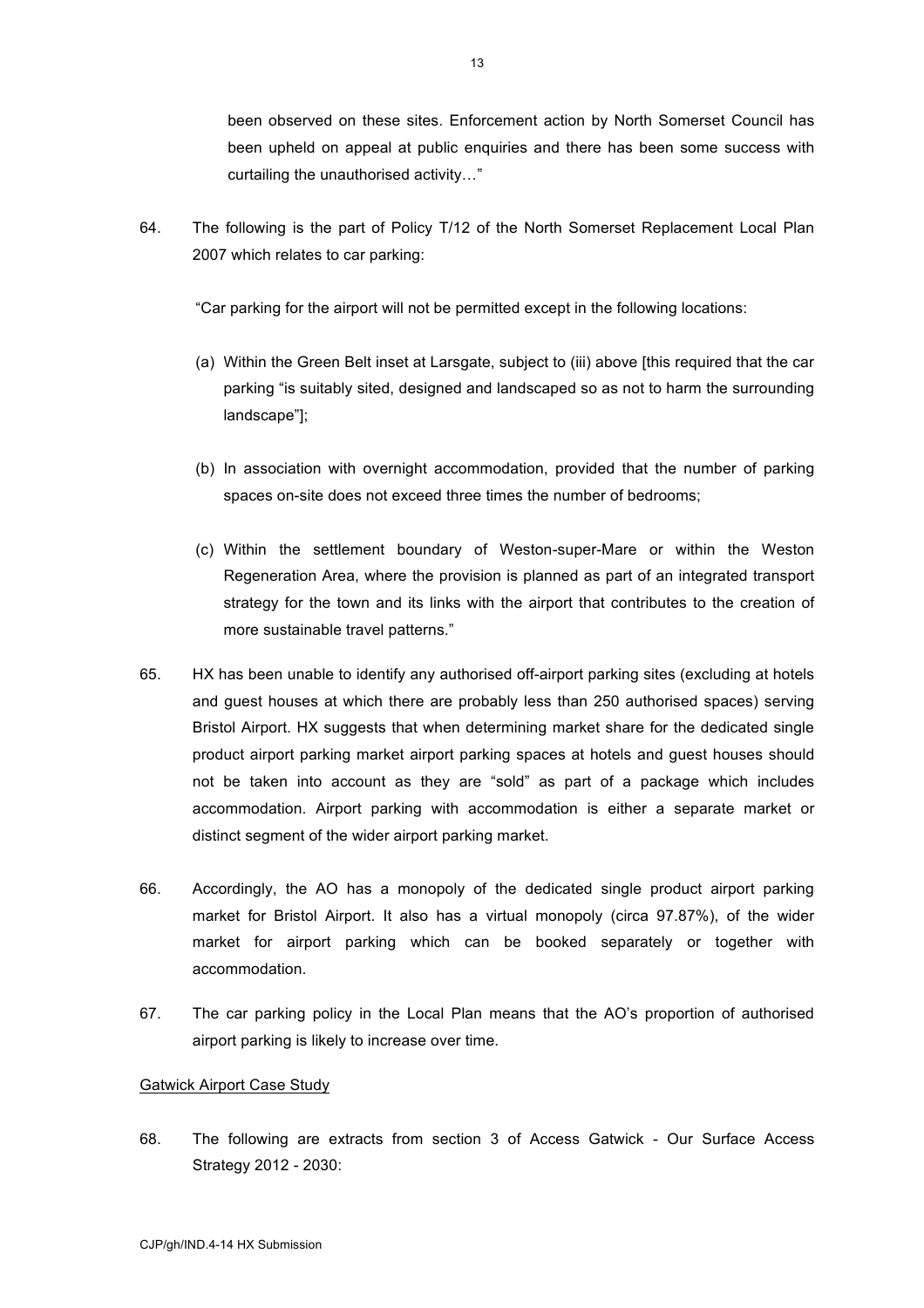been observed on these sites. Enforcement action by North Somerset Council has been upheld on appeal at public enquiries and there has been some success with curtailing the unauthorised activity…"

64. The following is the part of Policy T/12 of the North Somerset Replacement Local Plan 2007 which relates to car parking:

"Car parking for the airport will not be permitted except in the following locations:

(a) Within the Green Belt inset at Larsgate, subject to (iii) above [this required that the car parking "is suitably sited, designed and landscaped so as not to harm the surrounding landscape"];

(b) In association with overnight accommodation, provided that the number of parking spaces on-site does not exceed three times the number of bedrooms;

(c) Within the settlement boundary of Weston-super-Mare or within the Weston Regeneration Area, where the provision is planned as part of an integrated transport strategy for the town and its links with the airport that contributes to the creation of more sustainable travel patterns."

65. HX has been unable to identify any authorised off-airport parking sites (excluding at hotels and guest houses at which there are probably less than 250 authorised spaces) serving Bristol Airport. HX suggests that when determining market share for the dedicated single product airport parking market airport parking spaces at hotels and guest houses should not be taken into account as they are "sold" as part of a package which includes accommodation. Airport parking with accommodation is either a separate market or distinct segment of the wider airport parking market.

66. Accordingly, the AO has a monopoly of the dedicated single product airport parking market for Bristol Airport. It also has a virtual monopoly (circa 97.87%), of the wider market for airport parking which can be booked separately or together with accommodation.

67. The car parking policy in the Local Plan means that the AO's proportion of authorised airport parking is likely to increase over time.

Gatwick Airport Case Study

68. The following are extracts from section 3 of Access Gatwick - Our Surface Access Strategy 2012 - 2030: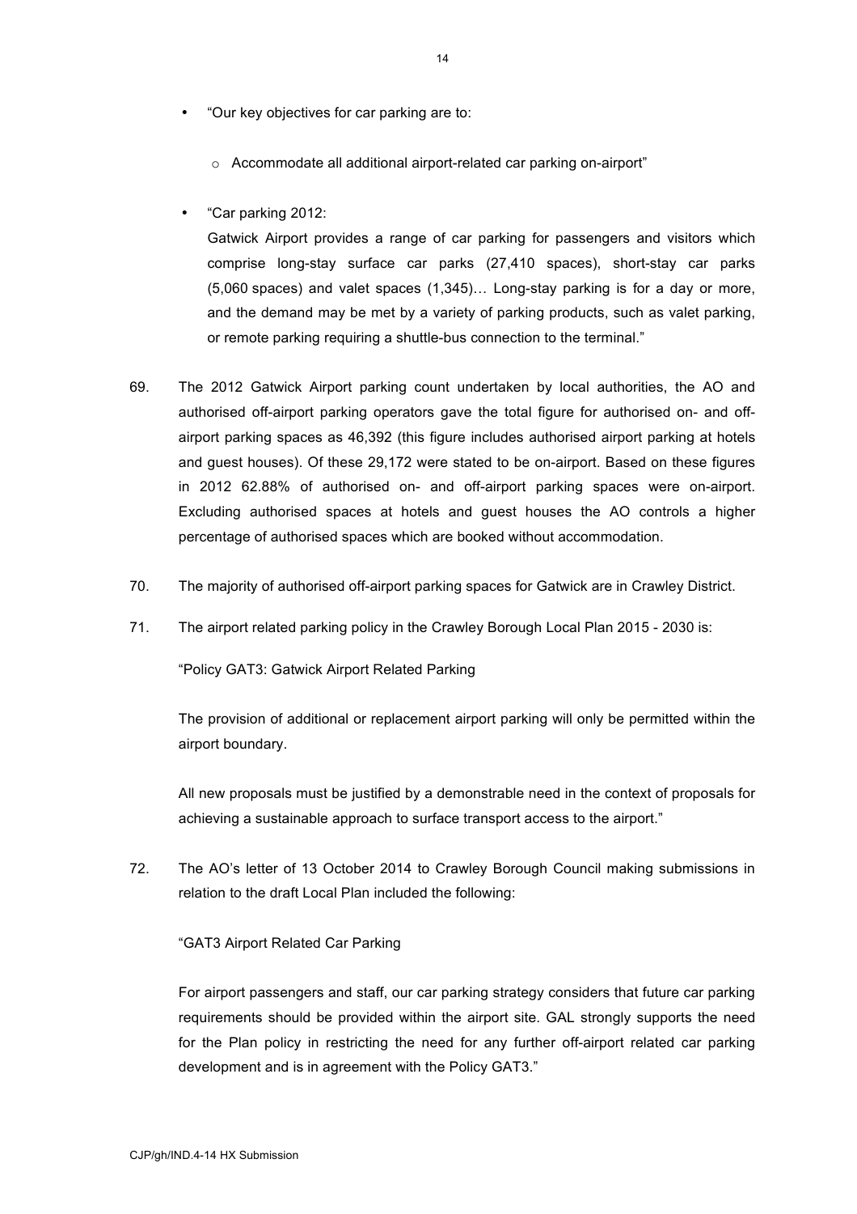- "Our key objectives for car parking are to:
  - Accommodate all additional airport-related car parking on-airport"
- "Car parking 2012:

  Gatwick Airport provides a range of car parking for passengers and visitors which comprise long-stay surface car parks (27,410 spaces), short-stay car parks (5,060 spaces) and valet spaces (1,345)… Long-stay parking is for a day or more, and the demand may be met by a variety of parking products, such as valet parking, or remote parking requiring a shuttle-bus connection to the terminal."

69. The 2012 Gatwick Airport parking count undertaken by local authorities, the AO and authorised off-airport parking operators gave the total figure for authorised on- and off-airport parking spaces as 46,392 (this figure includes authorised airport parking at hotels and guest houses). Of these 29,172 were stated to be on-airport. Based on these figures in 2012 62.88% of authorised on- and off-airport parking spaces were on-airport. Excluding authorised spaces at hotels and guest houses the AO controls a higher percentage of authorised spaces which are booked without accommodation.

70. The majority of authorised off-airport parking spaces for Gatwick are in Crawley District.

71. The airport related parking policy in the Crawley Borough Local Plan 2015 - 2030 is:

    "Policy GAT3: Gatwick Airport Related Parking

    The provision of additional or replacement airport parking will only be permitted within the airport boundary.

    All new proposals must be justified by a demonstrable need in the context of proposals for achieving a sustainable approach to surface transport access to the airport."

72. The AO's letter of 13 October 2014 to Crawley Borough Council making submissions in relation to the draft Local Plan included the following:

    "GAT3 Airport Related Car Parking

    For airport passengers and staff, our car parking strategy considers that future car parking requirements should be provided within the airport site. GAL strongly supports the need for the Plan policy in restricting the need for any further off-airport related car parking development and is in agreement with the Policy GAT3."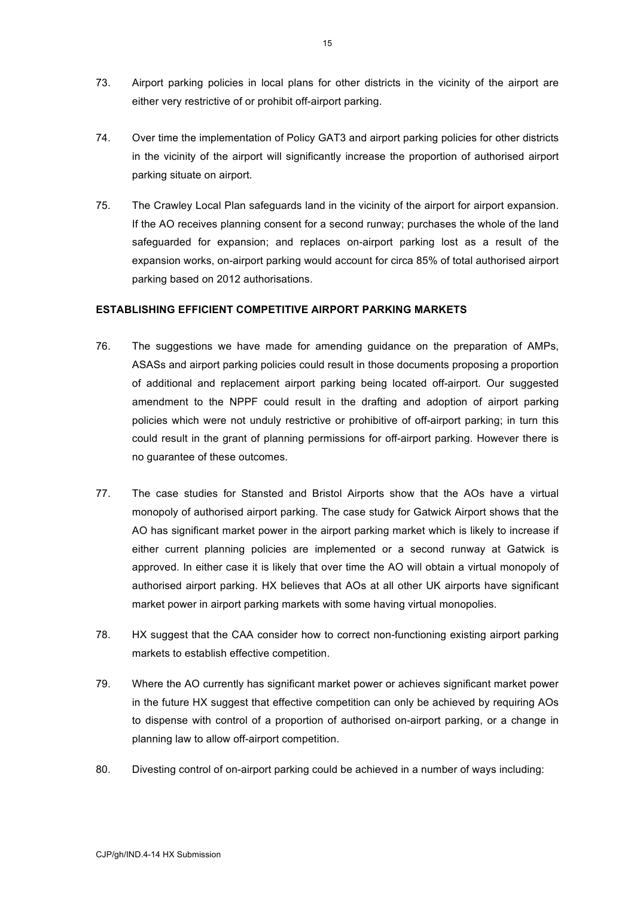73. Airport parking policies in local plans for other districts in the vicinity of the airport are either very restrictive of or prohibit off-airport parking.

74. Over time the implementation of Policy GAT3 and airport parking policies for other districts in the vicinity of the airport will significantly increase the proportion of authorised airport parking situate on airport.

75. The Crawley Local Plan safeguards land in the vicinity of the airport for airport expansion. If the AO receives planning consent for a second runway; purchases the whole of the land safeguarded for expansion; and replaces on-airport parking lost as a result of the expansion works, on-airport parking would account for circa 85% of total authorised airport parking based on 2012 authorisations.

**ESTABLISHING EFFICIENT COMPETITIVE AIRPORT PARKING MARKETS**

76. The suggestions we have made for amending guidance on the preparation of AMPs, ASASs and airport parking policies could result in those documents proposing a proportion of additional and replacement airport parking being located off-airport. Our suggested amendment to the NPPF could result in the drafting and adoption of airport parking policies which were not unduly restrictive or prohibitive of off-airport parking; in turn this could result in the grant of planning permissions for off-airport parking. However there is no guarantee of these outcomes.

77. The case studies for Stansted and Bristol Airports show that the AOs have a virtual monopoly of authorised airport parking. The case study for Gatwick Airport shows that the AO has significant market power in the airport parking market which is likely to increase if either current planning policies are implemented or a second runway at Gatwick is approved. In either case it is likely that over time the AO will obtain a virtual monopoly of authorised airport parking. HX believes that AOs at all other UK airports have significant market power in airport parking markets with some having virtual monopolies.

78. HX suggest that the CAA consider how to correct non-functioning existing airport parking markets to establish effective competition.

79. Where the AO currently has significant market power or achieves significant market power in the future HX suggest that effective competition can only be achieved by requiring AOs to dispense with control of a proportion of authorised on-airport parking, or a change in planning law to allow off-airport competition.

80. Divesting control of on-airport parking could be achieved in a number of ways including: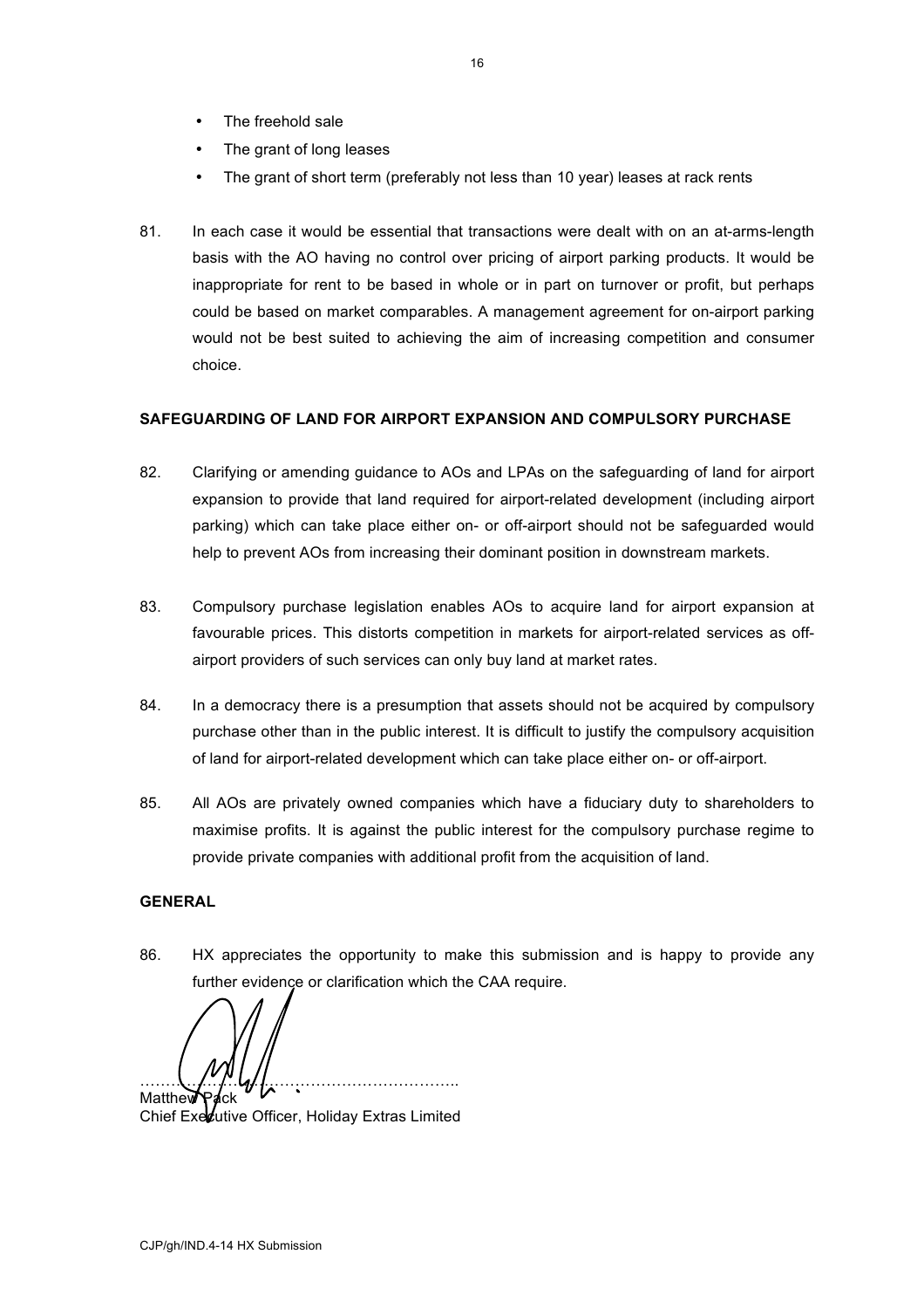- The freehold sale
- The grant of long leases
- The grant of short term (preferably not less than 10 year) leases at rack rents

81. In each case it would be essential that transactions were dealt with on an at-arms-length basis with the AO having no control over pricing of airport parking products. It would be inappropriate for rent to be based in whole or in part on turnover or profit, but perhaps could be based on market comparables. A management agreement for on-airport parking would not be best suited to achieving the aim of increasing competition and consumer choice.

**SAFEGUARDING OF LAND FOR AIRPORT EXPANSION AND COMPULSORY PURCHASE**

82. Clarifying or amending guidance to AOs and LPAs on the safeguarding of land for airport expansion to provide that land required for airport-related development (including airport parking) which can take place either on- or off-airport should not be safeguarded would help to prevent AOs from increasing their dominant position in downstream markets.

83. Compulsory purchase legislation enables AOs to acquire land for airport expansion at favourable prices. This distorts competition in markets for airport-related services as off-airport providers of such services can only buy land at market rates.

84. In a democracy there is a presumption that assets should not be acquired by compulsory purchase other than in the public interest. It is difficult to justify the compulsory acquisition of land for airport-related development which can take place either on- or off-airport.

85. All AOs are privately owned companies which have a fiduciary duty to shareholders to maximise profits. It is against the public interest for the compulsory purchase regime to provide private companies with additional profit from the acquisition of land.

**GENERAL**

86. HX appreciates the opportunity to make this submission and is happy to provide any further evidence or clarification which the CAA require.

…………………………………………………………..
Matthew Pack
Chief Executive Officer, Holiday Extras Limited

CJP/gh/IND.4-14 HX Submission